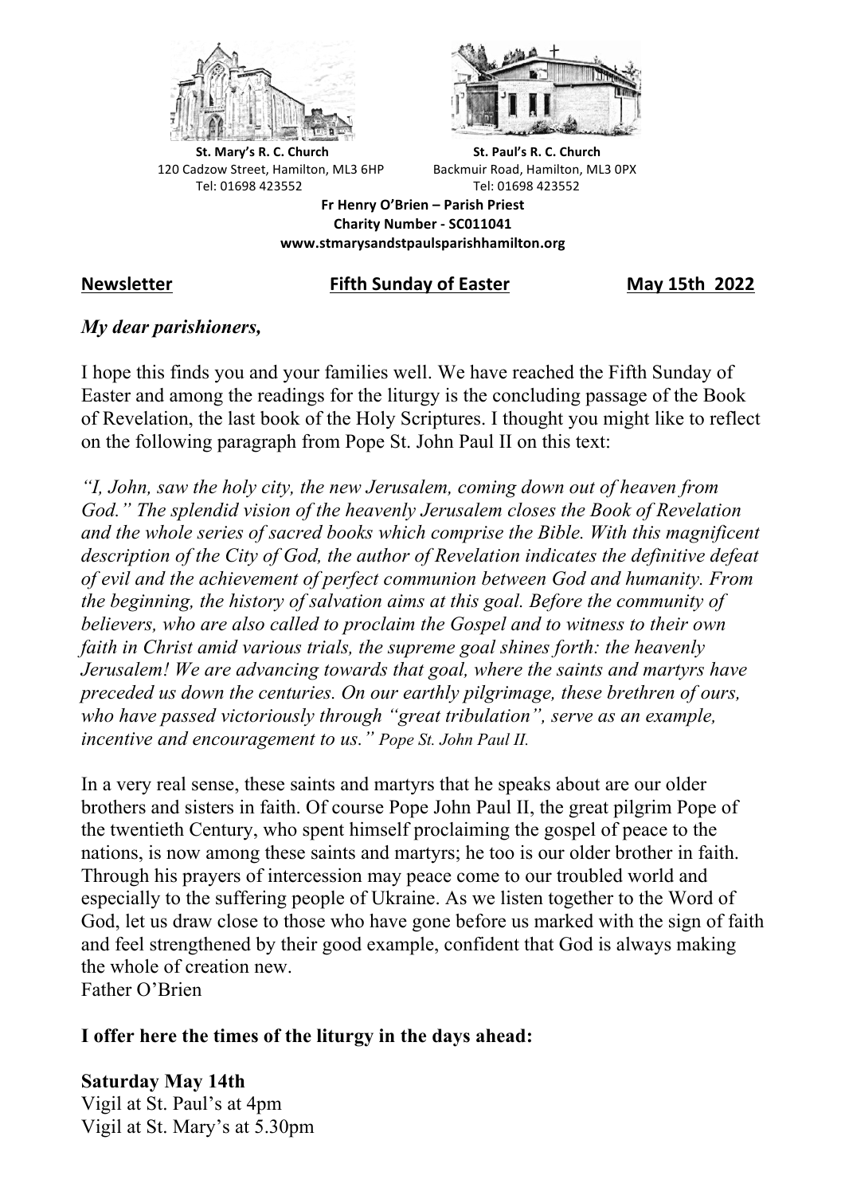**St. Mary's R. C. Church**
120 Cadzow Street, Hamilton, ML3 6HP
Tel: 01698 423552

**St. Paul's R. C. Church**
Backmuir Road, Hamilton, ML3 0PX
Tel: 01698 423552

**Fr Henry O'Brien – Parish Priest**
**Charity Number - SC011041**
**www.stmarysandstpaulsparishhamilton.org**

**Newsletter** **Fifth Sunday of Easter** **May 15th 2022**

***My dear parishioners,***

I hope this finds you and your families well. We have reached the Fifth Sunday of Easter and among the readings for the liturgy is the concluding passage of the Book of Revelation, the last book of the Holy Scriptures. I thought you might like to reflect on the following paragraph from Pope St. John Paul II on this text:

*"I, John, saw the holy city, the new Jerusalem, coming down out of heaven from God." The splendid vision of the heavenly Jerusalem closes the Book of Revelation and the whole series of sacred books which comprise the Bible. With this magnificent description of the City of God, the author of Revelation indicates the definitive defeat of evil and the achievement of perfect communion between God and humanity. From the beginning, the history of salvation aims at this goal. Before the community of believers, who are also called to proclaim the Gospel and to witness to their own faith in Christ amid various trials, the supreme goal shines forth: the heavenly Jerusalem! We are advancing towards that goal, where the saints and martyrs have preceded us down the centuries. On our earthly pilgrimage, these brethren of ours, who have passed victoriously through "great tribulation", serve as an example, incentive and encouragement to us." Pope St. John Paul II.*

In a very real sense, these saints and martyrs that he speaks about are our older brothers and sisters in faith. Of course Pope John Paul II, the great pilgrim Pope of the twentieth Century, who spent himself proclaiming the gospel of peace to the nations, is now among these saints and martyrs; he too is our older brother in faith. Through his prayers of intercession may peace come to our troubled world and especially to the suffering people of Ukraine. As we listen together to the Word of God, let us draw close to those who have gone before us marked with the sign of faith and feel strengthened by their good example, confident that God is always making the whole of creation new.
Father O'Brien

**I offer here the times of the liturgy in the days ahead:**

**Saturday May 14th**
Vigil at St. Paul's at 4pm
Vigil at St. Mary's at 5.30pm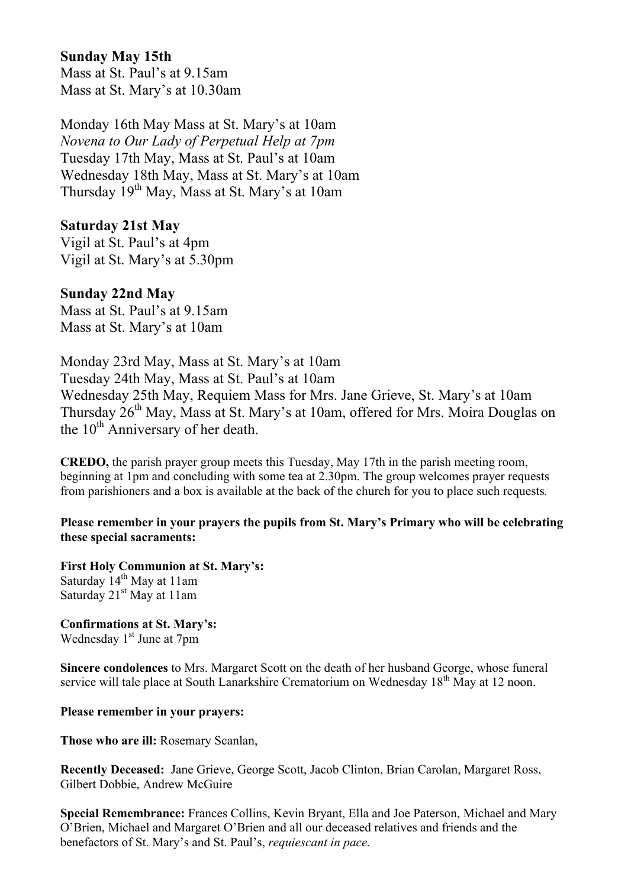**Sunday May 15th**
Mass at St. Paul's at 9.15am
Mass at St. Mary's at 10.30am

Monday 16th May Mass at St. Mary's at 10am
*Novena to Our Lady of Perpetual Help at 7pm*
Tuesday 17th May, Mass at St. Paul's at 10am
Wednesday 18th May, Mass at St. Mary's at 10am
Thursday 19th May, Mass at St. Mary's at 10am

**Saturday 21st May**
Vigil at St. Paul's at 4pm
Vigil at St. Mary's at 5.30pm

**Sunday 22nd May**
Mass at St. Paul's at 9.15am
Mass at St. Mary's at 10am

Monday 23rd May, Mass at St. Mary's at 10am
Tuesday 24th May, Mass at St. Paul's at 10am
Wednesday 25th May, Requiem Mass for Mrs. Jane Grieve, St. Mary's at 10am
Thursday 26th May, Mass at St. Mary's at 10am, offered for Mrs. Moira Douglas on the 10th Anniversary of her death.

**CREDO,** the parish prayer group meets this Tuesday, May 17th in the parish meeting room, beginning at 1pm and concluding with some tea at 2.30pm. The group welcomes prayer requests from parishioners and a box is available at the back of the church for you to place such requests.

**Please remember in your prayers the pupils from St. Mary's Primary who will be celebrating these special sacraments:**

**First Holy Communion at St. Mary's:**
Saturday 14th May at 11am
Saturday 21st May at 11am

**Confirmations at St. Mary's:**
Wednesday 1st June at 7pm

**Sincere condolences** to Mrs. Margaret Scott on the death of her husband George, whose funeral service will tale place at South Lanarkshire Crematorium on Wednesday 18th May at 12 noon.

**Please remember in your prayers:**

**Those who are ill:** Rosemary Scanlan,

**Recently Deceased:** Jane Grieve, George Scott, Jacob Clinton, Brian Carolan, Margaret Ross, Gilbert Dobbie, Andrew McGuire

**Special Remembrance:** Frances Collins, Kevin Bryant, Ella and Joe Paterson, Michael and Mary O'Brien, Michael and Margaret O'Brien and all our deceased relatives and friends and the benefactors of St. Mary's and St. Paul's, *requiescant in pace.*